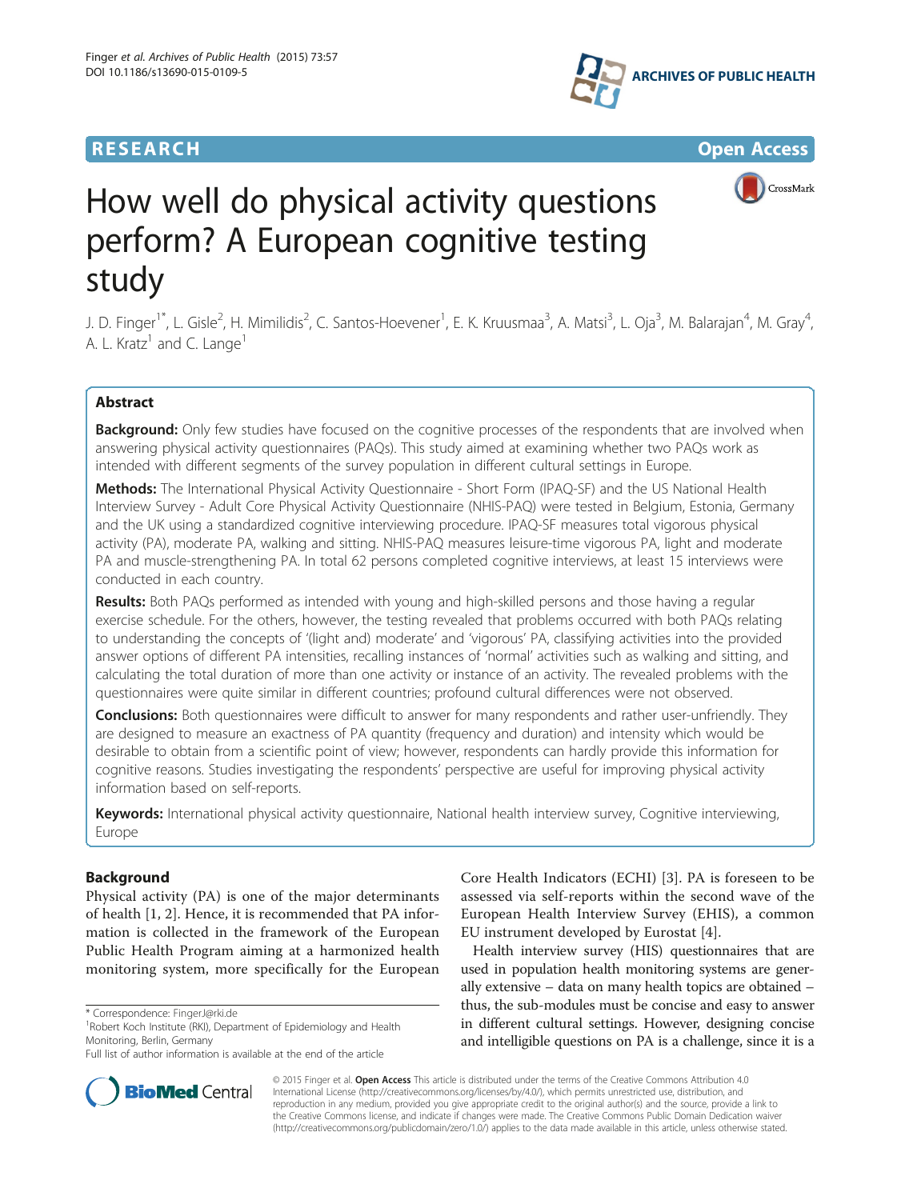# How well do physical activity questions perform? A European cognitive testing study

J. D. Finger[1*], L. Gisle[2], H. Mimilidis[2], C. Santos-Hoevener[1], E. K. Kruusmaa[3], A. Matsi[3], L. Oja[3], M. Balarajan[4], M. Gray[4], A. L. Kratz[1] and C. Lange[1]

## Abstract

**Background:** Only few studies have focused on the cognitive processes of the respondents that are involved when answering physical activity questionnaires (PAQs). This study aimed at examining whether two PAQs work as intended with different segments of the survey population in different cultural settings in Europe.

**Methods:** The International Physical Activity Questionnaire - Short Form (IPAQ-SF) and the US National Health Interview Survey - Adult Core Physical Activity Questionnaire (NHIS-PAQ) were tested in Belgium, Estonia, Germany and the UK using a standardized cognitive interviewing procedure. IPAQ-SF measures total vigorous physical activity (PA), moderate PA, walking and sitting. NHIS-PAQ measures leisure-time vigorous PA, light and moderate PA and muscle-strengthening PA. In total 62 persons completed cognitive interviews, at least 15 interviews were conducted in each country.

**Results:** Both PAQs performed as intended with young and high-skilled persons and those having a regular exercise schedule. For the others, however, the testing revealed that problems occurred with both PAQs relating to understanding the concepts of '(light and) moderate' and 'vigorous' PA, classifying activities into the provided answer options of different PA intensities, recalling instances of 'normal' activities such as walking and sitting, and calculating the total duration of more than one activity or instance of an activity. The revealed problems with the questionnaires were quite similar in different countries; profound cultural differences were not observed.

**Conclusions:** Both questionnaires were difficult to answer for many respondents and rather user-unfriendly. They are designed to measure an exactness of PA quantity (frequency and duration) and intensity which would be desirable to obtain from a scientific point of view; however, respondents can hardly provide this information for cognitive reasons. Studies investigating the respondents' perspective are useful for improving physical activity information based on self-reports.

**Keywords:** International physical activity questionnaire, National health interview survey, Cognitive interviewing, Europe

## Background

Physical activity (PA) is one of the major determinants of health [1, 2]. Hence, it is recommended that PA information is collected in the framework of the European Public Health Program aiming at a harmonized health monitoring system, more specifically for the European Core Health Indicators (ECHI) [3]. PA is foreseen to be assessed via self-reports within the second wave of the European Health Interview Survey (EHIS), a common EU instrument developed by Eurostat [4].

Health interview survey (HIS) questionnaires that are used in population health monitoring systems are generally extensive – data on many health topics are obtained – thus, the sub-modules must be concise and easy to answer in different cultural settings. However, designing concise and intelligible questions on PA is a challenge, since it is a

\* Correspondence: FingerJ@rki.de
[1]Robert Koch Institute (RKI), Department of Epidemiology and Health Monitoring, Berlin, Germany
Full list of author information is available at the end of the article

© 2015 Finger et al. **Open Access** This article is distributed under the terms of the Creative Commons Attribution 4.0 International License (http://creativecommons.org/licenses/by/4.0/), which permits unrestricted use, distribution, and reproduction in any medium, provided you give appropriate credit to the original author(s) and the source, provide a link to the Creative Commons license, and indicate if changes were made. The Creative Commons Public Domain Dedication waiver (http://creativecommons.org/publicdomain/zero/1.0/) applies to the data made available in this article, unless otherwise stated.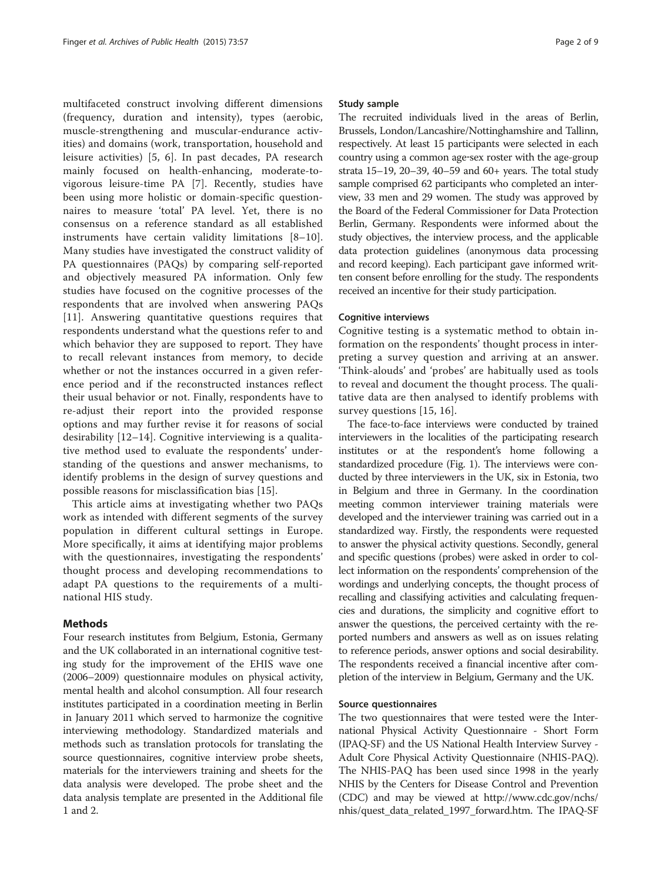multifaceted construct involving different dimensions (frequency, duration and intensity), types (aerobic, muscle-strengthening and muscular-endurance activities) and domains (work, transportation, household and leisure activities) [5, 6]. In past decades, PA research mainly focused on health-enhancing, moderate-to-vigorous leisure-time PA [7]. Recently, studies have been using more holistic or domain-specific questionnaires to measure 'total' PA level. Yet, there is no consensus on a reference standard as all established instruments have certain validity limitations [8–10]. Many studies have investigated the construct validity of PA questionnaires (PAQs) by comparing self-reported and objectively measured PA information. Only few studies have focused on the cognitive processes of the respondents that are involved when answering PAQs [11]. Answering quantitative questions requires that respondents understand what the questions refer to and which behavior they are supposed to report. They have to recall relevant instances from memory, to decide whether or not the instances occurred in a given reference period and if the reconstructed instances reflect their usual behavior or not. Finally, respondents have to re-adjust their report into the provided response options and may further revise it for reasons of social desirability [12–14]. Cognitive interviewing is a qualitative method used to evaluate the respondents' understanding of the questions and answer mechanisms, to identify problems in the design of survey questions and possible reasons for misclassification bias [15].

This article aims at investigating whether two PAQs work as intended with different segments of the survey population in different cultural settings in Europe. More specifically, it aims at identifying major problems with the questionnaires, investigating the respondents' thought process and developing recommendations to adapt PA questions to the requirements of a multinational HIS study.

## Methods

Four research institutes from Belgium, Estonia, Germany and the UK collaborated in an international cognitive testing study for the improvement of the EHIS wave one (2006–2009) questionnaire modules on physical activity, mental health and alcohol consumption. All four research institutes participated in a coordination meeting in Berlin in January 2011 which served to harmonize the cognitive interviewing methodology. Standardized materials and methods such as translation protocols for translating the source questionnaires, cognitive interview probe sheets, materials for the interviewers training and sheets for the data analysis were developed. The probe sheet and the data analysis template are presented in the Additional file 1 and 2.

### Study sample

The recruited individuals lived in the areas of Berlin, Brussels, London/Lancashire/Nottinghamshire and Tallinn, respectively. At least 15 participants were selected in each country using a common age-sex roster with the age-group strata 15–19, 20–39, 40–59 and 60+ years. The total study sample comprised 62 participants who completed an interview, 33 men and 29 women. The study was approved by the Board of the Federal Commissioner for Data Protection Berlin, Germany. Respondents were informed about the study objectives, the interview process, and the applicable data protection guidelines (anonymous data processing and record keeping). Each participant gave informed written consent before enrolling for the study. The respondents received an incentive for their study participation.

### Cognitive interviews

Cognitive testing is a systematic method to obtain information on the respondents' thought process in interpreting a survey question and arriving at an answer. 'Think-alouds' and 'probes' are habitually used as tools to reveal and document the thought process. The qualitative data are then analysed to identify problems with survey questions [15, 16].

The face-to-face interviews were conducted by trained interviewers in the localities of the participating research institutes or at the respondent's home following a standardized procedure (Fig. 1). The interviews were conducted by three interviewers in the UK, six in Estonia, two in Belgium and three in Germany. In the coordination meeting common interviewer training materials were developed and the interviewer training was carried out in a standardized way. Firstly, the respondents were requested to answer the physical activity questions. Secondly, general and specific questions (probes) were asked in order to collect information on the respondents' comprehension of the wordings and underlying concepts, the thought process of recalling and classifying activities and calculating frequencies and durations, the simplicity and cognitive effort to answer the questions, the perceived certainty with the reported numbers and answers as well as on issues relating to reference periods, answer options and social desirability. The respondents received a financial incentive after completion of the interview in Belgium, Germany and the UK.

### Source questionnaires

The two questionnaires that were tested were the International Physical Activity Questionnaire - Short Form (IPAQ-SF) and the US National Health Interview Survey - Adult Core Physical Activity Questionnaire (NHIS-PAQ). The NHIS-PAQ has been used since 1998 in the yearly NHIS by the Centers for Disease Control and Prevention (CDC) and may be viewed at http://www.cdc.gov/nchs/nhis/quest_data_related_1997_forward.htm. The IPAQ-SF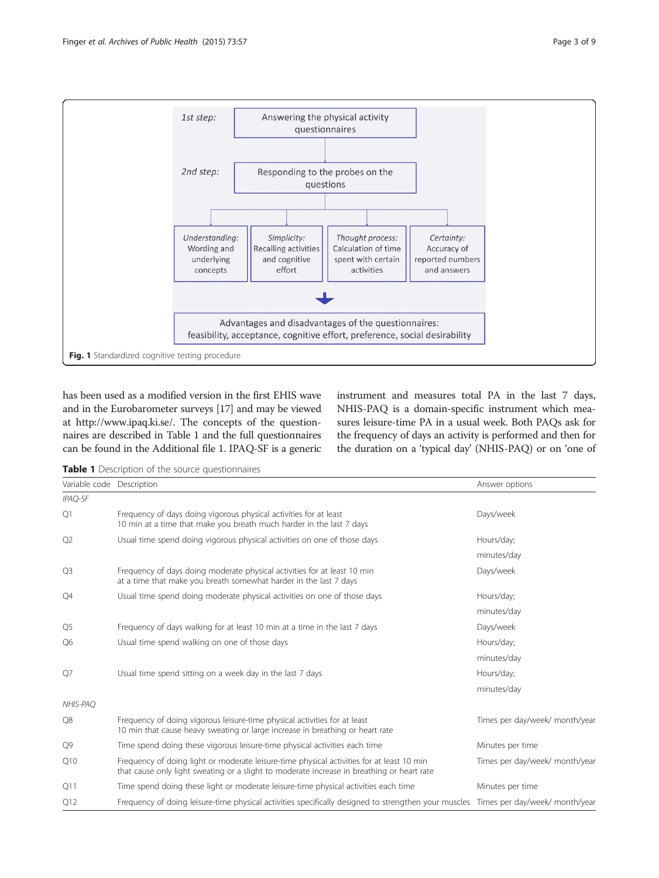1st step: Answering the physical activity questionnaires

2nd step: Responding to the probes on the questions

- *Understanding:* Wording and underlying concepts
- *Simplicity:* Recalling activities and cognitive effort
- *Thought process:* Calculation of time spent with certain activities
- *Certainty:* Accuracy of reported numbers and answers

Advantages and disadvantages of the questionnaires: feasibility, acceptance, cognitive effort, preference, social desirability

**Fig. 1** Standardized cognitive testing procedure

has been used as a modified version in the first EHIS wave and in the Eurobarometer surveys [17] and may be viewed at http://www.ipaq.ki.se/. The concepts of the questionnaires are described in Table 1 and the full questionnaires can be found in the Additional file 1. IPAQ-SF is a generic instrument and measures total PA in the last 7 days, NHIS-PAQ is a domain-specific instrument which measures leisure-time PA in a usual week. Both PAQs ask for the frequency of days an activity is performed and then for the duration on a 'typical day' (NHIS-PAQ) or on 'one of

**Table 1** Description of the source questionnaires

| Variable code | Description | Answer options |
|---|---|---|
| *IPAQ-SF* | | |
| Q1 | Frequency of days doing vigorous physical activities for at least 10 min at a time that make you breath much harder in the last 7 days | Days/week |
| Q2 | Usual time spend doing vigorous physical activities on one of those days | Hours/day; minutes/day |
| Q3 | Frequency of days doing moderate physical activities for at least 10 min at a time that make you breath somewhat harder in the last 7 days | Days/week |
| Q4 | Usual time spend doing moderate physical activities on one of those days | Hours/day; minutes/day |
| Q5 | Frequency of days walking for at least 10 min at a time in the last 7 days | Days/week |
| Q6 | Usual time spend walking on one of those days | Hours/day; minutes/day |
| Q7 | Usual time spend sitting on a week day in the last 7 days | Hours/day; minutes/day |
| *NHIS-PAQ* | | |
| Q8 | Frequency of doing vigorous leisure-time physical activities for at least 10 min that cause heavy sweating or large increase in breathing or heart rate | Times per day/week/ month/year |
| Q9 | Time spend doing these vigorous leisure-time physical activities each time | Minutes per time |
| Q10 | Frequency of doing light or moderate leisure-time physical activities for at least 10 min that cause only light sweating or a slight to moderate increase in breathing or heart rate | Times per day/week/ month/year |
| Q11 | Time spend doing these light or moderate leisure-time physical activities each time | Minutes per time |
| Q12 | Frequency of doing leisure-time physical activities specifically designed to strengthen your muscles | Times per day/week/ month/year |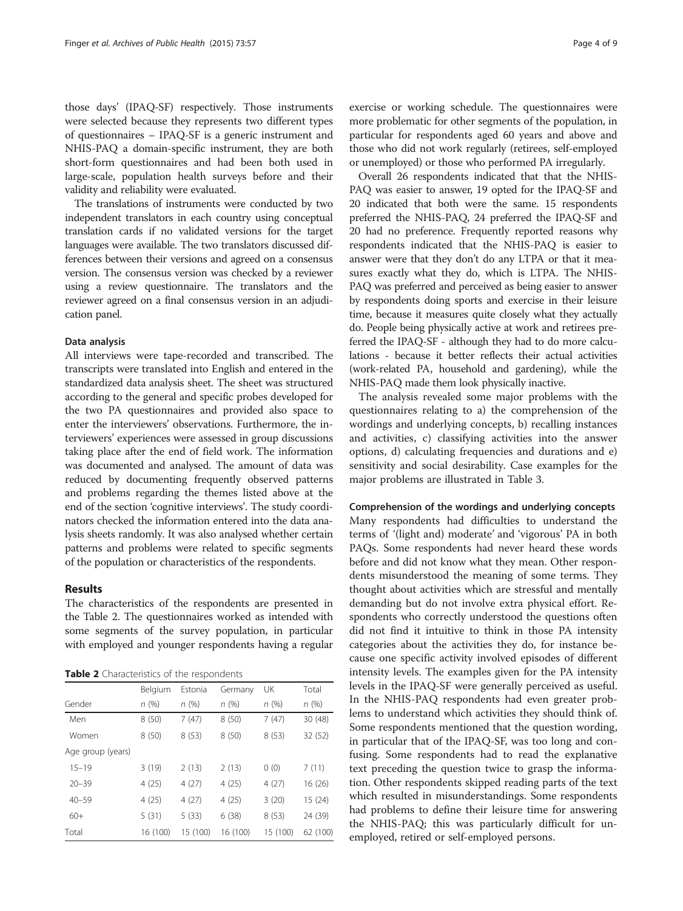those days' (IPAQ-SF) respectively. Those instruments were selected because they represents two different types of questionnaires – IPAQ-SF is a generic instrument and NHIS-PAQ a domain-specific instrument, they are both short-form questionnaires and had been both used in large-scale, population health surveys before and their validity and reliability were evaluated.

The translations of instruments were conducted by two independent translators in each country using conceptual translation cards if no validated versions for the target languages were available. The two translators discussed differences between their versions and agreed on a consensus version. The consensus version was checked by a reviewer using a review questionnaire. The translators and the reviewer agreed on a final consensus version in an adjudication panel.

### Data analysis

All interviews were tape-recorded and transcribed. The transcripts were translated into English and entered in the standardized data analysis sheet. The sheet was structured according to the general and specific probes developed for the two PA questionnaires and provided also space to enter the interviewers' observations. Furthermore, the interviewers' experiences were assessed in group discussions taking place after the end of field work. The information was documented and analysed. The amount of data was reduced by documenting frequently observed patterns and problems regarding the themes listed above at the end of the section 'cognitive interviews'. The study coordinators checked the information entered into the data analysis sheets randomly. It was also analysed whether certain patterns and problems were related to specific segments of the population or characteristics of the respondents.

## Results

The characteristics of the respondents are presented in the Table 2. The questionnaires worked as intended with some segments of the survey population, in particular with employed and younger respondents having a regular exercise or working schedule. The questionnaires were more problematic for other segments of the population, in particular for respondents aged 60 years and above and those who did not work regularly (retirees, self-employed or unemployed) or those who performed PA irregularly.

**Table 2** Characteristics of the respondents

| | Belgium | Estonia | Germany | UK | Total |
|---|---|---|---|---|---|
| Gender | *n* (%) | *n* (%) | *n* (%) | *n* (%) | *n* (%) |
| Men | 8 (50) | 7 (47) | 8 (50) | 7 (47) | 30 (48) |
| Women | 8 (50) | 8 (53) | 8 (50) | 8 (53) | 32 (52) |
| Age group (years) | | | | | |
| 15–19 | 3 (19) | 2 (13) | 2 (13) | 0 (0) | 7 (11) |
| 20–39 | 4 (25) | 4 (27) | 4 (25) | 4 (27) | 16 (26) |
| 40–59 | 4 (25) | 4 (27) | 4 (25) | 3 (20) | 15 (24) |
| 60+ | 5 (31) | 5 (33) | 6 (38) | 8 (53) | 24 (39) |
| Total | 16 (100) | 15 (100) | 16 (100) | 15 (100) | 62 (100) |

Overall 26 respondents indicated that that the NHIS-PAQ was easier to answer, 19 opted for the IPAQ-SF and 20 indicated that both were the same. 15 respondents preferred the NHIS-PAQ, 24 preferred the IPAQ-SF and 20 had no preference. Frequently reported reasons why respondents indicated that the NHIS-PAQ is easier to answer were that they don't do any LTPA or that it measures exactly what they do, which is LTPA. The NHIS-PAQ was preferred and perceived as being easier to answer by respondents doing sports and exercise in their leisure time, because it measures quite closely what they actually do. People being physically active at work and retirees preferred the IPAQ-SF - although they had to do more calculations - because it better reflects their actual activities (work-related PA, household and gardening), while the NHIS-PAQ made them look physically inactive.

The analysis revealed some major problems with the questionnaires relating to a) the comprehension of the wordings and underlying concepts, b) recalling instances and activities, c) classifying activities into the answer options, d) calculating frequencies and durations and e) sensitivity and social desirability. Case examples for the major problems are illustrated in Table 3.

### Comprehension of the wordings and underlying concepts

Many respondents had difficulties to understand the terms of '(light and) moderate' and 'vigorous' PA in both PAQs. Some respondents had never heard these words before and did not know what they mean. Other respondents misunderstood the meaning of some terms. They thought about activities which are stressful and mentally demanding but do not involve extra physical effort. Respondents who correctly understood the questions often did not find it intuitive to think in those PA intensity categories about the activities they do, for instance because one specific activity involved episodes of different intensity levels. The examples given for the PA intensity levels in the IPAQ-SF were generally perceived as useful. In the NHIS-PAQ respondents had even greater problems to understand which activities they should think of. Some respondents mentioned that the question wording, in particular that of the IPAQ-SF, was too long and confusing. Some respondents had to read the explanative text preceding the question twice to grasp the information. Other respondents skipped reading parts of the text which resulted in misunderstandings. Some respondents had problems to define their leisure time for answering the NHIS-PAQ; this was particularly difficult for unemployed, retired or self-employed persons.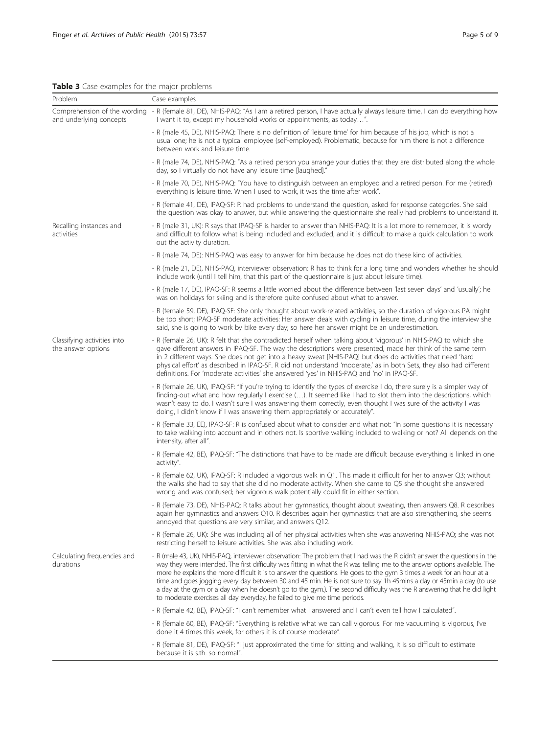**Table 3** Case examples for the major problems

| Problem | Case examples |
| --- | --- |
| Comprehension of the wording and underlying concepts | - R (female 81, DE), NHIS-PAQ: "As I am a retired person, I have actually always leisure time, I can do everything how I want it to, except my household works or appointments, as today…". |
| | - R (male 45, DE), NHIS-PAQ: There is no definition of 'leisure time' for him because of his job, which is not a usual one; he is not a typical employee (self-employed). Problematic, because for him there is not a difference between work and leisure time. |
| | - R (male 74, DE), NHIS-PAQ: "As a retired person you arrange your duties that they are distributed along the whole day, so I virtually do not have any leisure time [laughed]." |
| | - R (male 70, DE), NHIS-PAQ: "You have to distinguish between an employed and a retired person. For me (retired) everything is leisure time. When I used to work, it was the time after work". |
| | - R (female 41, DE), IPAQ-SF: R had problems to understand the question, asked for response categories. She said the question was okay to answer, but while answering the questionnaire she really had problems to understand it. |
| Recalling instances and activities | - R (male 31, UK): R says that IPAQ-SF is harder to answer than NHIS-PAQ: It is a lot more to remember, it is wordy and difficult to follow what is being included and excluded, and it is difficult to make a quick calculation to work out the activity duration. |
| | - R (male 74, DE): NHIS-PAQ was easy to answer for him because he does not do these kind of activities. |
| | - R (male 21, DE), NHIS-PAQ, interviewer observation: R has to think for a long time and wonders whether he should include work (until I tell him, that this part of the questionnaire is just about leisure time). |
| | - R (male 17, DE), IPAQ-SF: R seems a little worried about the difference between 'last seven days' and 'usually'; he was on holidays for skiing and is therefore quite confused about what to answer. |
| | - R (female 59, DE), IPAQ-SF: She only thought about work-related activities, so the duration of vigorous PA might be too short; IPAQ-SF moderate activities: Her answer deals with cycling in leisure time, during the interview she said, she is going to work by bike every day; so here her answer might be an underestimation. |
| Classifying activities into the answer options | - R (female 26, UK): R felt that she contradicted herself when talking about 'vigorous' in NHIS-PAQ to which she gave different answers in IPAQ-SF. The way the descriptions were presented, made her think of the same term in 2 different ways. She does not get into a heavy sweat [NHIS-PAQ] but does do activities that need 'hard physical effort' as described in IPAQ-SF. R did not understand 'moderate,' as in both Sets, they also had different definitions. For 'moderate activities' she answered 'yes' in NHIS-PAQ and 'no' in IPAQ-SF. |
| | - R (female 26, UK), IPAQ-SF: "If you're trying to identify the types of exercise I do, there surely is a simpler way of finding-out what and how regularly I exercise (…). It seemed like I had to slot them into the descriptions, which wasn't easy to do. I wasn't sure I was answering them correctly, even thought I was sure of the activity I was doing, I didn't know if I was answering them appropriately or accurately". |
| | - R (female 33, EE), IPAQ-SF: R is confused about what to consider and what not: "In some questions it is necessary to take walking into account and in others not. Is sportive walking included to walking or not? All depends on the intensity, after all". |
| | - R (female 42, BE), IPAQ-SF: "The distinctions that have to be made are difficult because everything is linked in one activity". |
| | - R (female 62, UK), IPAQ-SF: R included a vigorous walk in Q1. This made it difficult for her to answer Q3; without the walks she had to say that she did no moderate activity. When she came to Q5 she thought she answered wrong and was confused; her vigorous walk potentially could fit in either section. |
| | - R (female 73, DE), NHIS-PAQ: R talks about her gymnastics, thought about sweating, then answers Q8. R describes again her gymnastics and answers Q10. R describes again her gymnastics that are also strengthening, she seems annoyed that questions are very similar, and answers Q12. |
| | - R (female 26, UK): She was including all of her physical activities when she was answering NHIS-PAQ; she was not restricting herself to leisure activities. She was also including work. |
| Calculating frequencies and durations | - R (male 43, UK), NHIS-PAQ, interviewer observation: The problem that I had was the R didn't answer the questions in the way they were intended. The first difficulty was fitting in what the R was telling me to the answer options available. The more he explains the more difficult it is to answer the questions. He goes to the gym 3 times a week for an hour at a time and goes jogging every day between 30 and 45 min. He is not sure to say 1h 45mins a day or 45min a day (to use a day at the gym or a day when he doesn't go to the gym.). The second difficulty was the R answering that he did light to moderate exercises all day everyday, he failed to give me time periods. |
| | - R (female 42, BE), IPAQ-SF: "I can't remember what I answered and I can't even tell how I calculated". |
| | - R (female 60, BE), IPAQ-SF: "Everything is relative what we can call vigorous. For me vacuuming is vigorous, I've done it 4 times this week, for others it is of course moderate". |
| | - R (female 81, DE), IPAQ-SF: "I just approximated the time for sitting and walking, it is so difficult to estimate because it is s.th. so normal". |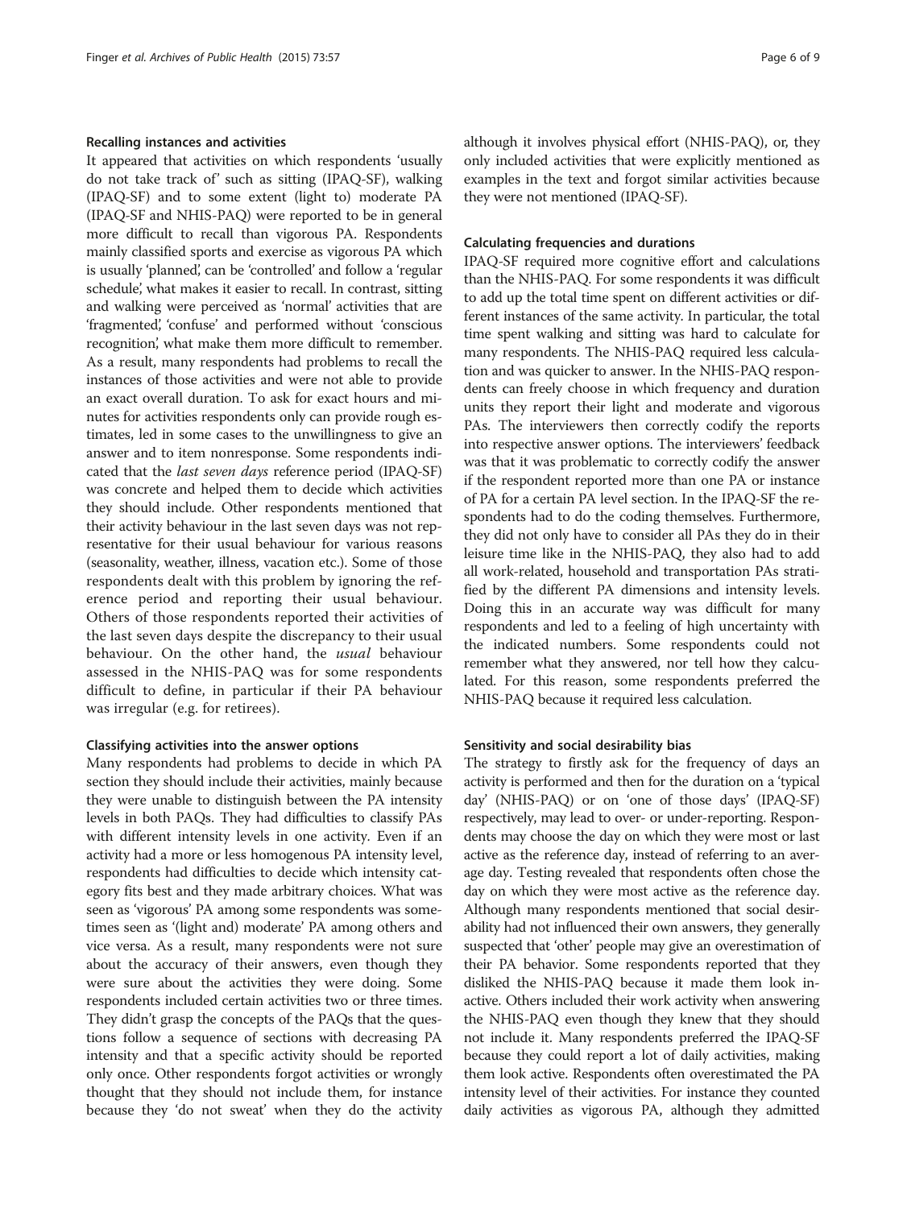#### Recalling instances and activities

It appeared that activities on which respondents 'usually do not take track of' such as sitting (IPAQ-SF), walking (IPAQ-SF) and to some extent (light to) moderate PA (IPAQ-SF and NHIS-PAQ) were reported to be in general more difficult to recall than vigorous PA. Respondents mainly classified sports and exercise as vigorous PA which is usually 'planned', can be 'controlled' and follow a 'regular schedule', what makes it easier to recall. In contrast, sitting and walking were perceived as 'normal' activities that are 'fragmented', 'confuse' and performed without 'conscious recognition', what make them more difficult to remember. As a result, many respondents had problems to recall the instances of those activities and were not able to provide an exact overall duration. To ask for exact hours and minutes for activities respondents only can provide rough estimates, led in some cases to the unwillingness to give an answer and to item nonresponse. Some respondents indicated that the *last seven days* reference period (IPAQ-SF) was concrete and helped them to decide which activities they should include. Other respondents mentioned that their activity behaviour in the last seven days was not representative for their usual behaviour for various reasons (seasonality, weather, illness, vacation etc.). Some of those respondents dealt with this problem by ignoring the reference period and reporting their usual behaviour. Others of those respondents reported their activities of the last seven days despite the discrepancy to their usual behaviour. On the other hand, the *usual* behaviour assessed in the NHIS-PAQ was for some respondents difficult to define, in particular if their PA behaviour was irregular (e.g. for retirees).

#### Classifying activities into the answer options

Many respondents had problems to decide in which PA section they should include their activities, mainly because they were unable to distinguish between the PA intensity levels in both PAQs. They had difficulties to classify PAs with different intensity levels in one activity. Even if an activity had a more or less homogenous PA intensity level, respondents had difficulties to decide which intensity category fits best and they made arbitrary choices. What was seen as 'vigorous' PA among some respondents was sometimes seen as '(light and) moderate' PA among others and vice versa. As a result, many respondents were not sure about the accuracy of their answers, even though they were sure about the activities they were doing. Some respondents included certain activities two or three times. They didn't grasp the concepts of the PAQs that the questions follow a sequence of sections with decreasing PA intensity and that a specific activity should be reported only once. Other respondents forgot activities or wrongly thought that they should not include them, for instance because they 'do not sweat' when they do the activity although it involves physical effort (NHIS-PAQ), or, they only included activities that were explicitly mentioned as examples in the text and forgot similar activities because they were not mentioned (IPAQ-SF).

#### Calculating frequencies and durations

IPAQ-SF required more cognitive effort and calculations than the NHIS-PAQ. For some respondents it was difficult to add up the total time spent on different activities or different instances of the same activity. In particular, the total time spent walking and sitting was hard to calculate for many respondents. The NHIS-PAQ required less calculation and was quicker to answer. In the NHIS-PAQ respondents can freely choose in which frequency and duration units they report their light and moderate and vigorous PAs. The interviewers then correctly codify the reports into respective answer options. The interviewers' feedback was that it was problematic to correctly codify the answer if the respondent reported more than one PA or instance of PA for a certain PA level section. In the IPAQ-SF the respondents had to do the coding themselves. Furthermore, they did not only have to consider all PAs they do in their leisure time like in the NHIS-PAQ, they also had to add all work-related, household and transportation PAs stratified by the different PA dimensions and intensity levels. Doing this in an accurate way was difficult for many respondents and led to a feeling of high uncertainty with the indicated numbers. Some respondents could not remember what they answered, nor tell how they calculated. For this reason, some respondents preferred the NHIS-PAQ because it required less calculation.

#### Sensitivity and social desirability bias

The strategy to firstly ask for the frequency of days an activity is performed and then for the duration on a 'typical day' (NHIS-PAQ) or on 'one of those days' (IPAQ-SF) respectively, may lead to over- or under-reporting. Respondents may choose the day on which they were most or last active as the reference day, instead of referring to an average day. Testing revealed that respondents often chose the day on which they were most active as the reference day. Although many respondents mentioned that social desirability had not influenced their own answers, they generally suspected that 'other' people may give an overestimation of their PA behavior. Some respondents reported that they disliked the NHIS-PAQ because it made them look inactive. Others included their work activity when answering the NHIS-PAQ even though they knew that they should not include it. Many respondents preferred the IPAQ-SF because they could report a lot of daily activities, making them look active. Respondents often overestimated the PA intensity level of their activities. For instance they counted daily activities as vigorous PA, although they admitted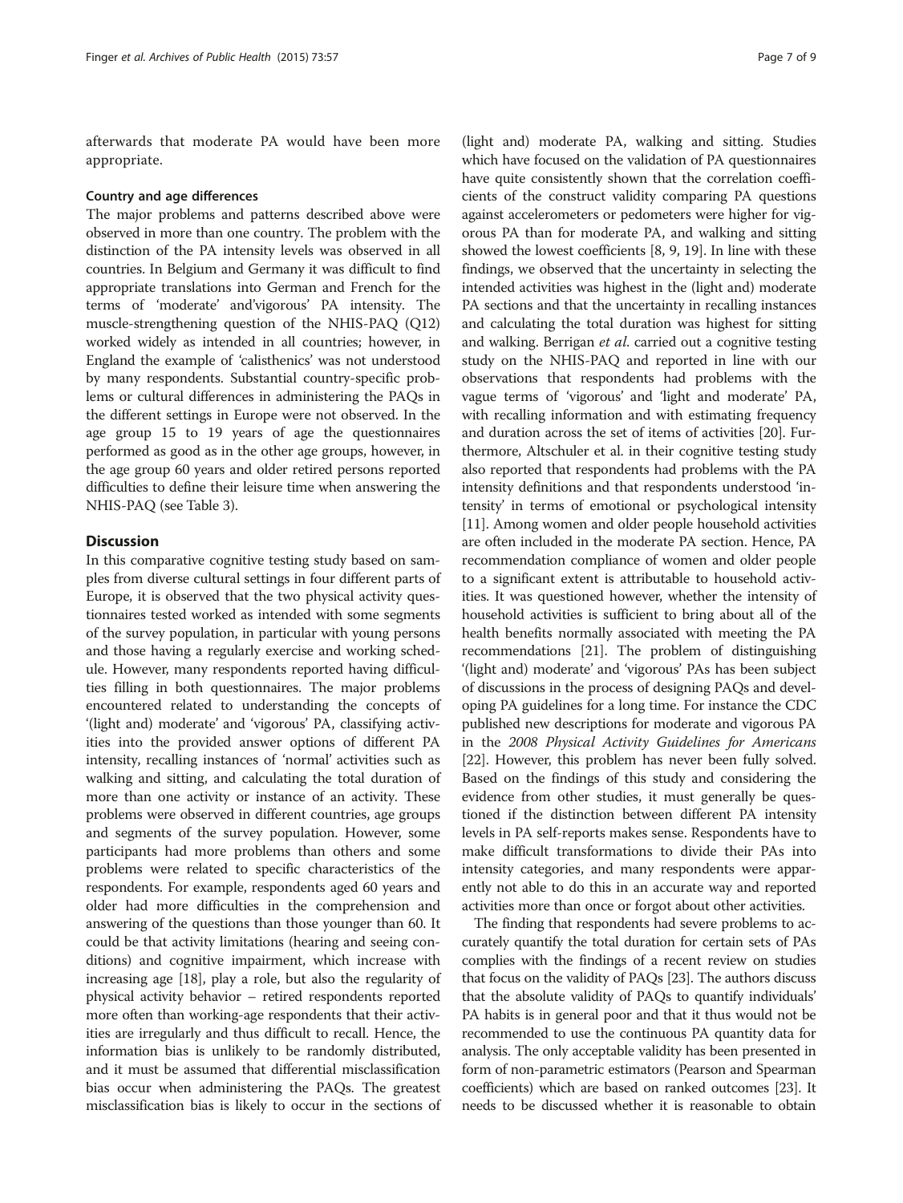afterwards that moderate PA would have been more appropriate.

### Country and age differences

The major problems and patterns described above were observed in more than one country. The problem with the distinction of the PA intensity levels was observed in all countries. In Belgium and Germany it was difficult to find appropriate translations into German and French for the terms of 'moderate' and'vigorous' PA intensity. The muscle-strengthening question of the NHIS-PAQ (Q12) worked widely as intended in all countries; however, in England the example of 'calisthenics' was not understood by many respondents. Substantial country-specific problems or cultural differences in administering the PAQs in the different settings in Europe were not observed. In the age group 15 to 19 years of age the questionnaires performed as good as in the other age groups, however, in the age group 60 years and older retired persons reported difficulties to define their leisure time when answering the NHIS-PAQ (see Table 3).

## Discussion

In this comparative cognitive testing study based on samples from diverse cultural settings in four different parts of Europe, it is observed that the two physical activity questionnaires tested worked as intended with some segments of the survey population, in particular with young persons and those having a regularly exercise and working schedule. However, many respondents reported having difficulties filling in both questionnaires. The major problems encountered related to understanding the concepts of '(light and) moderate' and 'vigorous' PA, classifying activities into the provided answer options of different PA intensity, recalling instances of 'normal' activities such as walking and sitting, and calculating the total duration of more than one activity or instance of an activity. These problems were observed in different countries, age groups and segments of the survey population. However, some participants had more problems than others and some problems were related to specific characteristics of the respondents. For example, respondents aged 60 years and older had more difficulties in the comprehension and answering of the questions than those younger than 60. It could be that activity limitations (hearing and seeing conditions) and cognitive impairment, which increase with increasing age [18], play a role, but also the regularity of physical activity behavior – retired respondents reported more often than working-age respondents that their activities are irregularly and thus difficult to recall. Hence, the information bias is unlikely to be randomly distributed, and it must be assumed that differential misclassification bias occur when administering the PAQs. The greatest misclassification bias is likely to occur in the sections of (light and) moderate PA, walking and sitting. Studies which have focused on the validation of PA questionnaires have quite consistently shown that the correlation coefficients of the construct validity comparing PA questions against accelerometers or pedometers were higher for vigorous PA than for moderate PA, and walking and sitting showed the lowest coefficients [8, 9, 19]. In line with these findings, we observed that the uncertainty in selecting the intended activities was highest in the (light and) moderate PA sections and that the uncertainty in recalling instances and calculating the total duration was highest for sitting and walking. Berrigan *et al.* carried out a cognitive testing study on the NHIS-PAQ and reported in line with our observations that respondents had problems with the vague terms of 'vigorous' and 'light and moderate' PA, with recalling information and with estimating frequency and duration across the set of items of activities [20]. Furthermore, Altschuler et al. in their cognitive testing study also reported that respondents had problems with the PA intensity definitions and that respondents understood 'intensity' in terms of emotional or psychological intensity [11]. Among women and older people household activities are often included in the moderate PA section. Hence, PA recommendation compliance of women and older people to a significant extent is attributable to household activities. It was questioned however, whether the intensity of household activities is sufficient to bring about all of the health benefits normally associated with meeting the PA recommendations [21]. The problem of distinguishing '(light and) moderate' and 'vigorous' PAs has been subject of discussions in the process of designing PAQs and developing PA guidelines for a long time. For instance the CDC published new descriptions for moderate and vigorous PA in the *2008 Physical Activity Guidelines for Americans* [22]. However, this problem has never been fully solved. Based on the findings of this study and considering the evidence from other studies, it must generally be questioned if the distinction between different PA intensity levels in PA self-reports makes sense. Respondents have to make difficult transformations to divide their PAs into intensity categories, and many respondents were apparently not able to do this in an accurate way and reported activities more than once or forgot about other activities.

The finding that respondents had severe problems to accurately quantify the total duration for certain sets of PAs complies with the findings of a recent review on studies that focus on the validity of PAQs [23]. The authors discuss that the absolute validity of PAQs to quantify individuals' PA habits is in general poor and that it thus would not be recommended to use the continuous PA quantity data for analysis. The only acceptable validity has been presented in form of non-parametric estimators (Pearson and Spearman coefficients) which are based on ranked outcomes [23]. It needs to be discussed whether it is reasonable to obtain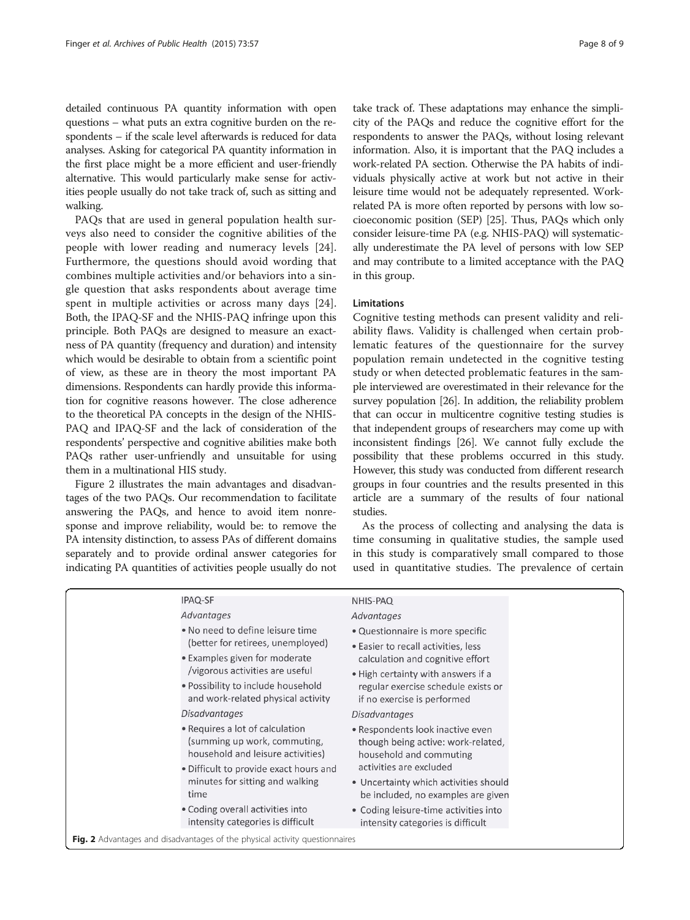detailed continuous PA quantity information with open questions – what puts an extra cognitive burden on the respondents – if the scale level afterwards is reduced for data analyses. Asking for categorical PA quantity information in the first place might be a more efficient and user-friendly alternative. This would particularly make sense for activities people usually do not take track of, such as sitting and walking.

PAQs that are used in general population health surveys also need to consider the cognitive abilities of the people with lower reading and numeracy levels [24]. Furthermore, the questions should avoid wording that combines multiple activities and/or behaviors into a single question that asks respondents about average time spent in multiple activities or across many days [24]. Both, the IPAQ-SF and the NHIS-PAQ infringe upon this principle. Both PAQs are designed to measure an exactness of PA quantity (frequency and duration) and intensity which would be desirable to obtain from a scientific point of view, as these are in theory the most important PA dimensions. Respondents can hardly provide this information for cognitive reasons however. The close adherence to the theoretical PA concepts in the design of the NHIS-PAQ and IPAQ-SF and the lack of consideration of the respondents' perspective and cognitive abilities make both PAQs rather user-unfriendly and unsuitable for using them in a multinational HIS study.

Figure 2 illustrates the main advantages and disadvantages of the two PAQs. Our recommendation to facilitate answering the PAQs, and hence to avoid item nonresponse and improve reliability, would be: to remove the PA intensity distinction, to assess PAs of different domains separately and to provide ordinal answer categories for indicating PA quantities of activities people usually do not take track of. These adaptations may enhance the simplicity of the PAQs and reduce the cognitive effort for the respondents to answer the PAQs, without losing relevant information. Also, it is important that the PAQ includes a work-related PA section. Otherwise the PA habits of individuals physically active at work but not active in their leisure time would not be adequately represented. Work-related PA is more often reported by persons with low socioeconomic position (SEP) [25]. Thus, PAQs which only consider leisure-time PA (e.g. NHIS-PAQ) will systematically underestimate the PA level of persons with low SEP and may contribute to a limited acceptance with the PAQ in this group.

## Limitations

Cognitive testing methods can present validity and reliability flaws. Validity is challenged when certain problematic features of the questionnaire for the survey population remain undetected in the cognitive testing study or when detected problematic features in the sample interviewed are overestimated in their relevance for the survey population [26]. In addition, the reliability problem that can occur in multicentre cognitive testing studies is that independent groups of researchers may come up with inconsistent findings [26]. We cannot fully exclude the possibility that these problems occurred in this study. However, this study was conducted from different research groups in four countries and the results presented in this article are a summary of the results of four national studies.

As the process of collecting and analysing the data is time consuming in qualitative studies, the sample used in this study is comparatively small compared to those used in quantitative studies. The prevalence of certain

| IPAQ-SF | NHIS-PAQ |
|---|---|
| *Advantages* | *Advantages* |
| • No need to define leisure time (better for retirees, unemployed)<br>• Examples given for moderate /vigorous activities are useful<br>• Possibility to include household and work-related physical activity | • Questionnaire is more specific<br>• Easier to recall activities, less calculation and cognitive effort<br>• High certainty with answers if a regular exercise schedule exists or if no exercise is performed |
| *Disadvantages* | *Disadvantages* |
| • Requires a lot of calculation (summing up work, commuting, household and leisure activities)<br>• Difficult to provide exact hours and minutes for sitting and walking time<br>• Coding overall activities into intensity categories is difficult | • Respondents look inactive even though being active: work-related, household and commuting activities are excluded<br>• Uncertainty which activities should be included, no examples are given<br>• Coding leisure-time activities into intensity categories is difficult |

**Fig. 2** Advantages and disadvantages of the physical activity questionnaires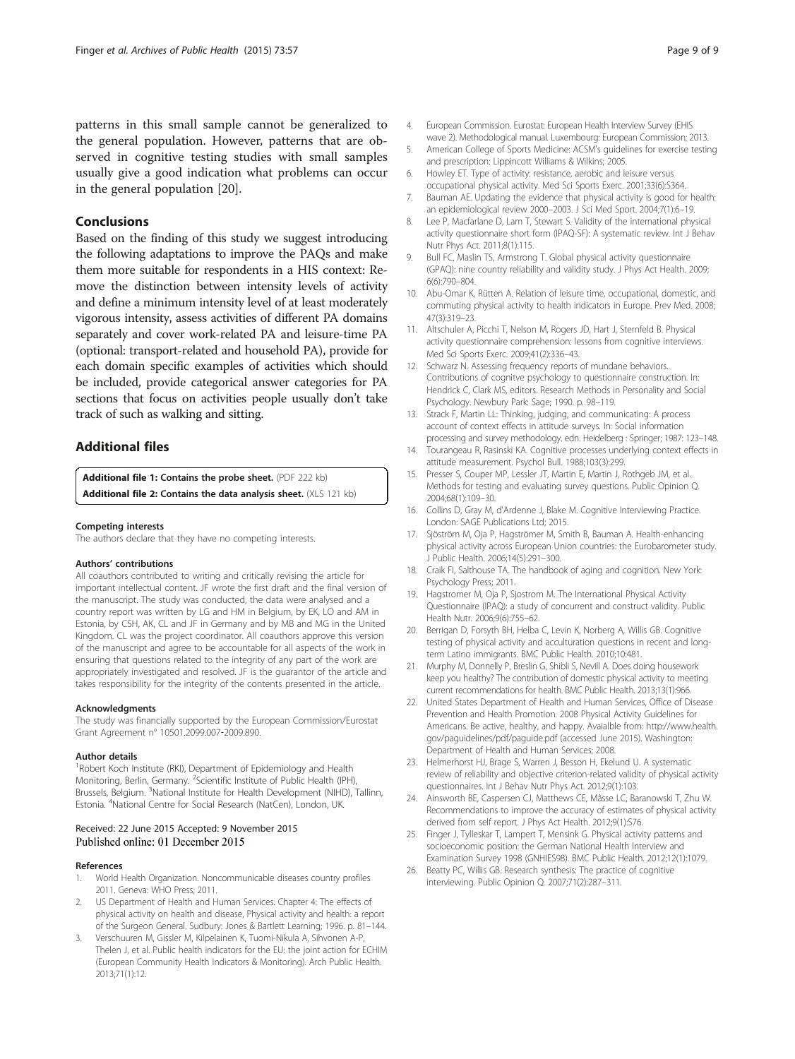patterns in this small sample cannot be generalized to the general population. However, patterns that are observed in cognitive testing studies with small samples usually give a good indication what problems can occur in the general population [20].

## Conclusions

Based on the finding of this study we suggest introducing the following adaptations to improve the PAQs and make them more suitable for respondents in a HIS context: Remove the distinction between intensity levels of activity and define a minimum intensity level of at least moderately vigorous intensity, assess activities of different PA domains separately and cover work-related PA and leisure-time PA (optional: transport-related and household PA), provide for each domain specific examples of activities which should be included, provide categorical answer categories for PA sections that focus on activities people usually don't take track of such as walking and sitting.

## Additional files

**Additional file 1: Contains the probe sheet.** (PDF 222 kb)
**Additional file 2: Contains the data analysis sheet.** (XLS 121 kb)

#### Competing interests

The authors declare that they have no competing interests.

#### Authors' contributions

All coauthors contributed to writing and critically revising the article for important intellectual content. JF wrote the first draft and the final version of the manuscript. The study was conducted, the data were analysed and a country report was written by LG and HM in Belgium, by EK, LO and AM in Estonia, by CSH, AK, CL and JF in Germany and by MB and MG in the United Kingdom. CL was the project coordinator. All coauthors approve this version of the manuscript and agree to be accountable for all aspects of the work in ensuring that questions related to the integrity of any part of the work are appropriately investigated and resolved. JF is the guarantor of the article and takes responsibility for the integrity of the contents presented in the article.

#### Acknowledgments

The study was financially supported by the European Commission/Eurostat Grant Agreement n° 10501.2099.007-2009.890.

#### Author details

[1]Robert Koch Institute (RKI), Department of Epidemiology and Health Monitoring, Berlin, Germany. [2]Scientific Institute of Public Health (IPH), Brussels, Belgium. [3]National Institute for Health Development (NIHD), Tallinn, Estonia. [4]National Centre for Social Research (NatCen), London, UK.

Received: 22 June 2015 Accepted: 9 November 2015
Published online: 01 December 2015

#### References

1. World Health Organization. Noncommunicable diseases country profiles 2011. Geneva: WHO Press; 2011.
2. US Department of Health and Human Services. Chapter 4: The effects of physical activity on health and disease, Physical activity and health: a report of the Surgeon General. Sudbury: Jones & Bartlett Learning; 1996. p. 81–144.
3. Verschuuren M, Gissler M, Kilpelainen K, Tuomi-Nikula A, Sihvonen A-P, Thelen J, et al. Public health indicators for the EU: the joint action for ECHIM (European Community Health Indicators & Monitoring). Arch Public Health. 2013;71(1):12.
4. European Commission. Eurostat: European Health Interview Survey (EHIS wave 2). Methodological manual. Luxembourg: European Commission; 2013.
5. American College of Sports Medicine: ACSM's guidelines for exercise testing and prescription: Lippincott Williams & Wilkins; 2005.
6. Howley ET. Type of activity: resistance, aerobic and leisure versus occupational physical activity. Med Sci Sports Exerc. 2001;33(6):S364.
7. Bauman AE. Updating the evidence that physical activity is good for health: an epidemiological review 2000–2003. J Sci Med Sport. 2004;7(1):6–19.
8. Lee P, Macfarlane D, Lam T, Stewart S. Validity of the international physical activity questionnaire short form (IPAQ-SF): A systematic review. Int J Behav Nutr Phys Act. 2011;8(1):115.
9. Bull FC, Maslin TS, Armstrong T. Global physical activity questionnaire (GPAQ): nine country reliability and validity study. J Phys Act Health. 2009; 6(6):790–804.
10. Abu-Omar K, Rütten A. Relation of leisure time, occupational, domestic, and commuting physical activity to health indicators in Europe. Prev Med. 2008; 47(3):319–23.
11. Altschuler A, Picchi T, Nelson M, Rogers JD, Hart J, Sternfeld B. Physical activity questionnaire comprehension: lessons from cognitive interviews. Med Sci Sports Exerc. 2009;41(2):336–43.
12. Schwarz N. Assessing frequency reports of mundane behaviors. Contributions of cognitve psychology to questionnaire construction. In: Hendrick C, Clark MS, editors. Research Methods in Personality and Social Psychology. Newbury Park: Sage; 1990. p. 98–119.
13. Strack F, Martin LL: Thinking, judging, and communicating: A process account of context effects in attitude surveys. In: Social information processing and survey methodology. edn. Heidelberg : Springer; 1987: 123–148.
14. Tourangeau R, Rasinski KA. Cognitive processes underlying context effects in attitude measurement. Psychol Bull. 1988;103(3):299.
15. Presser S, Couper MP, Lessler JT, Martin E, Martin J, Rothgeb JM, et al. Methods for testing and evaluating survey questions. Public Opinion Q. 2004;68(1):109–30.
16. Collins D, Gray M, d'Ardenne J, Blake M. Cognitive Interviewing Practice. London: SAGE Publications Ltd; 2015.
17. Sjöström M, Oja P, Hagströmer M, Smith B, Bauman A. Health-enhancing physical activity across European Union countries: the Eurobarometer study. J Public Health. 2006;14(5):291–300.
18. Craik FI, Salthouse TA. The handbook of aging and cognition. New York: Psychology Press; 2011.
19. Hagstromer M, Oja P, Sjostrom M. The International Physical Activity Questionnaire (IPAQ): a study of concurrent and construct validity. Public Health Nutr. 2006;9(6):755–62.
20. Berrigan D, Forsyth BH, Helba C, Levin K, Norberg A, Willis GB. Cognitive testing of physical activity and acculturation questions in recent and long-term Latino immigrants. BMC Public Health. 2010;10:481.
21. Murphy M, Donnelly P, Breslin G, Shibli S, Nevill A. Does doing housework keep you healthy? The contribution of domestic physical activity to meeting current recommendations for health. BMC Public Health. 2013;13(1):966.
22. United States Department of Health and Human Services, Office of Disease Prevention and Health Promotion. 2008 Physical Activity Guidelines for Americans. Be active, healthy, and happy. Avaialble from: http://www.health.gov/paguidelines/pdf/paguide.pdf (accessed June 2015). Washington: Department of Health and Human Services; 2008.
23. Helmerhorst HJ, Brage S, Warren J, Besson H, Ekelund U. A systematic review of reliability and objective criterion-related validity of physical activity questionnaires. Int J Behav Nutr Phys Act. 2012;9(1):103.
24. Ainsworth BE, Caspersen CJ, Matthews CE, Mâsse LC, Baranowski T, Zhu W. Recommendations to improve the accuracy of estimates of physical activity derived from self report. J Phys Act Health. 2012;9(1):S76.
25. Finger J, Tylleskar T, Lampert T, Mensink G. Physical activity patterns and socioeconomic position: the German National Health Interview and Examination Survey 1998 (GNHIES98). BMC Public Health. 2012;12(1):1079.
26. Beatty PC, Willis GB. Research synthesis: The practice of cognitive interviewing. Public Opinion Q. 2007;71(2):287–311.